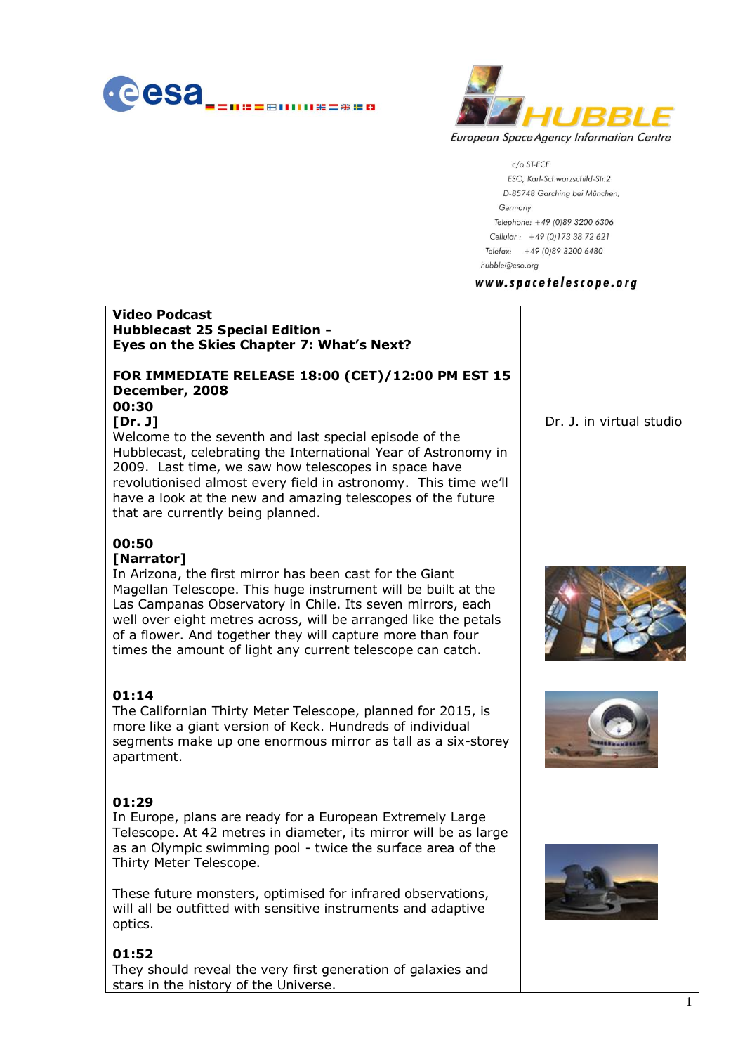European Space Agency Information Centre

c/o ST-ECF
ESO, Karl-Schwarzschild-Str.2
D-85748 Garching bei München,
Germany
Telephone: +49 (0)89 3200 6306
Cellular : +49 (0)173 38 72 621
Telefax: +49 (0)89 3200 6480
hubble@eso.org

**www.spacetelescope.org**

| **Video Podcast**<br>**Hubblecast 25 Special Edition -**<br>**Eyes on the Skies Chapter 7: What's Next?**<br><br>**FOR IMMEDIATE RELEASE 18:00 (CET)/12:00 PM EST 15 December, 2008** | | |
|---|---|---|
| **00:30**<br>**[Dr. J]**<br>Welcome to the seventh and last special episode of the Hubblecast, celebrating the International Year of Astronomy in 2009. Last time, we saw how telescopes in space have revolutionised almost every field in astronomy. This time we'll have a look at the new and amazing telescopes of the future that are currently being planned.<br><br>**00:50**<br>**[Narrator]**<br>In Arizona, the first mirror has been cast for the Giant Magellan Telescope. This huge instrument will be built at the Las Campanas Observatory in Chile. Its seven mirrors, each well over eight metres across, will be arranged like the petals of a flower. And together they will capture more than four times the amount of light any current telescope can catch.<br><br>**01:14**<br>The Californian Thirty Meter Telescope, planned for 2015, is more like a giant version of Keck. Hundreds of individual segments make up one enormous mirror as tall as a six-storey apartment.<br><br>**01:29**<br>In Europe, plans are ready for a European Extremely Large Telescope. At 42 metres in diameter, its mirror will be as large as an Olympic swimming pool - twice the surface area of the Thirty Meter Telescope.<br><br>These future monsters, optimised for infrared observations, will all be outfitted with sensitive instruments and adaptive optics.<br><br>**01:52**<br>They should reveal the very first generation of galaxies and stars in the history of the Universe. | | Dr. J. in virtual studio |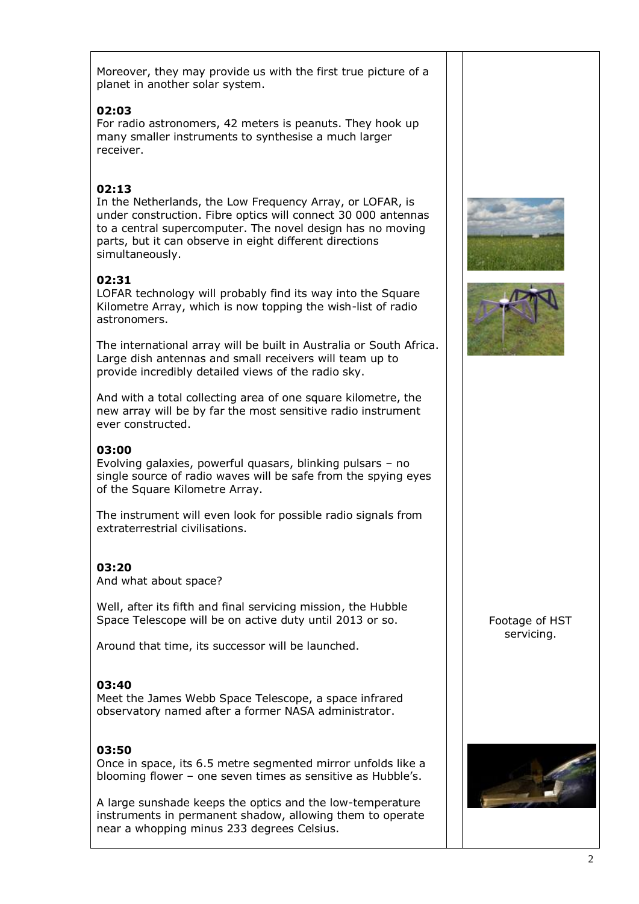Moreover, they may provide us with the first true picture of a planet in another solar system.

**02:03**
For radio astronomers, 42 meters is peanuts. They hook up many smaller instruments to synthesise a much larger receiver.

**02:13**
In the Netherlands, the Low Frequency Array, or LOFAR, is under construction. Fibre optics will connect 30 000 antennas to a central supercomputer. The novel design has no moving parts, but it can observe in eight different directions simultaneously.

**02:31**
LOFAR technology will probably find its way into the Square Kilometre Array, which is now topping the wish-list of radio astronomers.

The international array will be built in Australia or South Africa. Large dish antennas and small receivers will team up to provide incredibly detailed views of the radio sky.

And with a total collecting area of one square kilometre, the new array will be by far the most sensitive radio instrument ever constructed.

**03:00**
Evolving galaxies, powerful quasars, blinking pulsars – no single source of radio waves will be safe from the spying eyes of the Square Kilometre Array.

The instrument will even look for possible radio signals from extraterrestrial civilisations.

**03:20**
And what about space?

Well, after its fifth and final servicing mission, the Hubble Space Telescope will be on active duty until 2013 or so.

Footage of HST servicing.

Around that time, its successor will be launched.

**03:40**
Meet the James Webb Space Telescope, a space infrared observatory named after a former NASA administrator.

**03:50**
Once in space, its 6.5 metre segmented mirror unfolds like a blooming flower – one seven times as sensitive as Hubble's.

A large sunshade keeps the optics and the low-temperature instruments in permanent shadow, allowing them to operate near a whopping minus 233 degrees Celsius.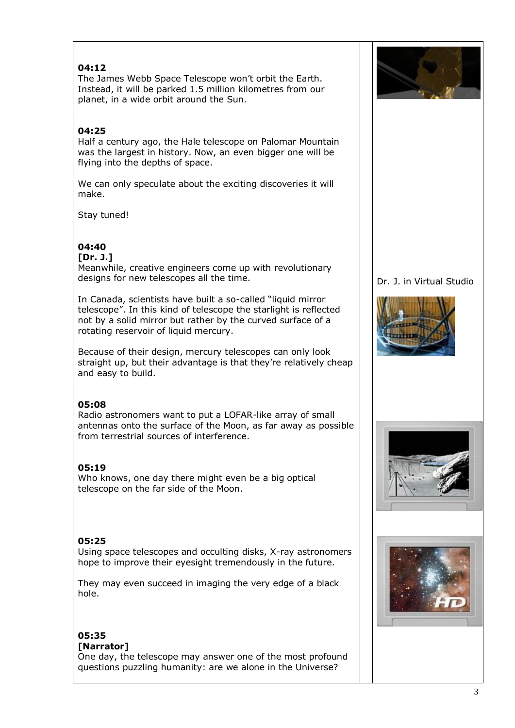**04:12**
The James Webb Space Telescope won't orbit the Earth. Instead, it will be parked 1.5 million kilometres from our planet, in a wide orbit around the Sun.

**04:25**
Half a century ago, the Hale telescope on Palomar Mountain was the largest in history. Now, an even bigger one will be flying into the depths of space.

We can only speculate about the exciting discoveries it will make.

Stay tuned!

**04:40**
**[Dr. J.]**
Meanwhile, creative engineers come up with revolutionary designs for new telescopes all the time.

Dr. J. in Virtual Studio

In Canada, scientists have built a so-called "liquid mirror telescope". In this kind of telescope the starlight is reflected not by a solid mirror but rather by the curved surface of a rotating reservoir of liquid mercury.

Because of their design, mercury telescopes can only look straight up, but their advantage is that they're relatively cheap and easy to build.

**05:08**
Radio astronomers want to put a LOFAR-like array of small antennas onto the surface of the Moon, as far away as possible from terrestrial sources of interference.

**05:19**
Who knows, one day there might even be a big optical telescope on the far side of the Moon.

**05:25**
Using space telescopes and occulting disks, X-ray astronomers hope to improve their eyesight tremendously in the future.

They may even succeed in imaging the very edge of a black hole.

**05:35**
**[Narrator]**
One day, the telescope may answer one of the most profound questions puzzling humanity: are we alone in the Universe?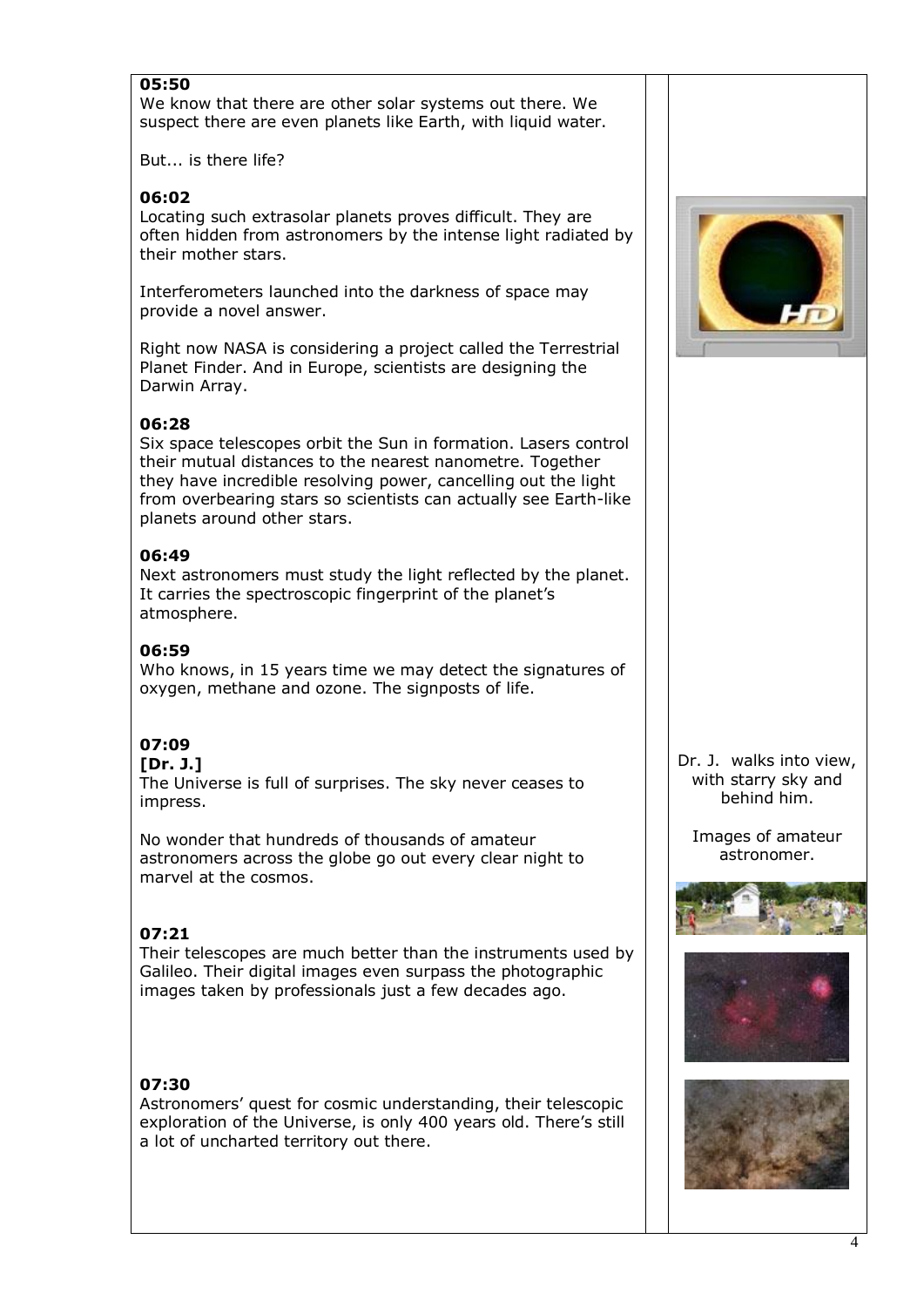| | | |
|---|---|---|
| **05:50**<br>We know that there are other solar systems out there. We suspect there are even planets like Earth, with liquid water.<br><br>But... is there life?<br><br>**06:02**<br>Locating such extrasolar planets proves difficult. They are often hidden from astronomers by the intense light radiated by their mother stars.<br><br>Interferometers launched into the darkness of space may provide a novel answer.<br><br>Right now NASA is considering a project called the Terrestrial Planet Finder. And in Europe, scientists are designing the Darwin Array.<br><br>**06:28**<br>Six space telescopes orbit the Sun in formation. Lasers control their mutual distances to the nearest nanometre. Together they have incredible resolving power, cancelling out the light from overbearing stars so scientists can actually see Earth-like planets around other stars.<br><br>**06:49**<br>Next astronomers must study the light reflected by the planet. It carries the spectroscopic fingerprint of the planet's atmosphere.<br><br>**06:59**<br>Who knows, in 15 years time we may detect the signatures of oxygen, methane and ozone. The signposts of life.<br><br>**07:09**<br>**[Dr. J.]**<br>The Universe is full of surprises. The sky never ceases to impress.<br><br>No wonder that hundreds of thousands of amateur astronomers across the globe go out every clear night to marvel at the cosmos.<br><br>**07:21**<br>Their telescopes are much better than the instruments used by Galileo. Their digital images even surpass the photographic images taken by professionals just a few decades ago.<br><br>**07:30**<br>Astronomers' quest for cosmic understanding, their telescopic exploration of the Universe, is only 400 years old. There's still a lot of uncharted territory out there. | | Dr. J. walks into view, with starry sky and behind him.<br><br>Images of amateur astronomer. |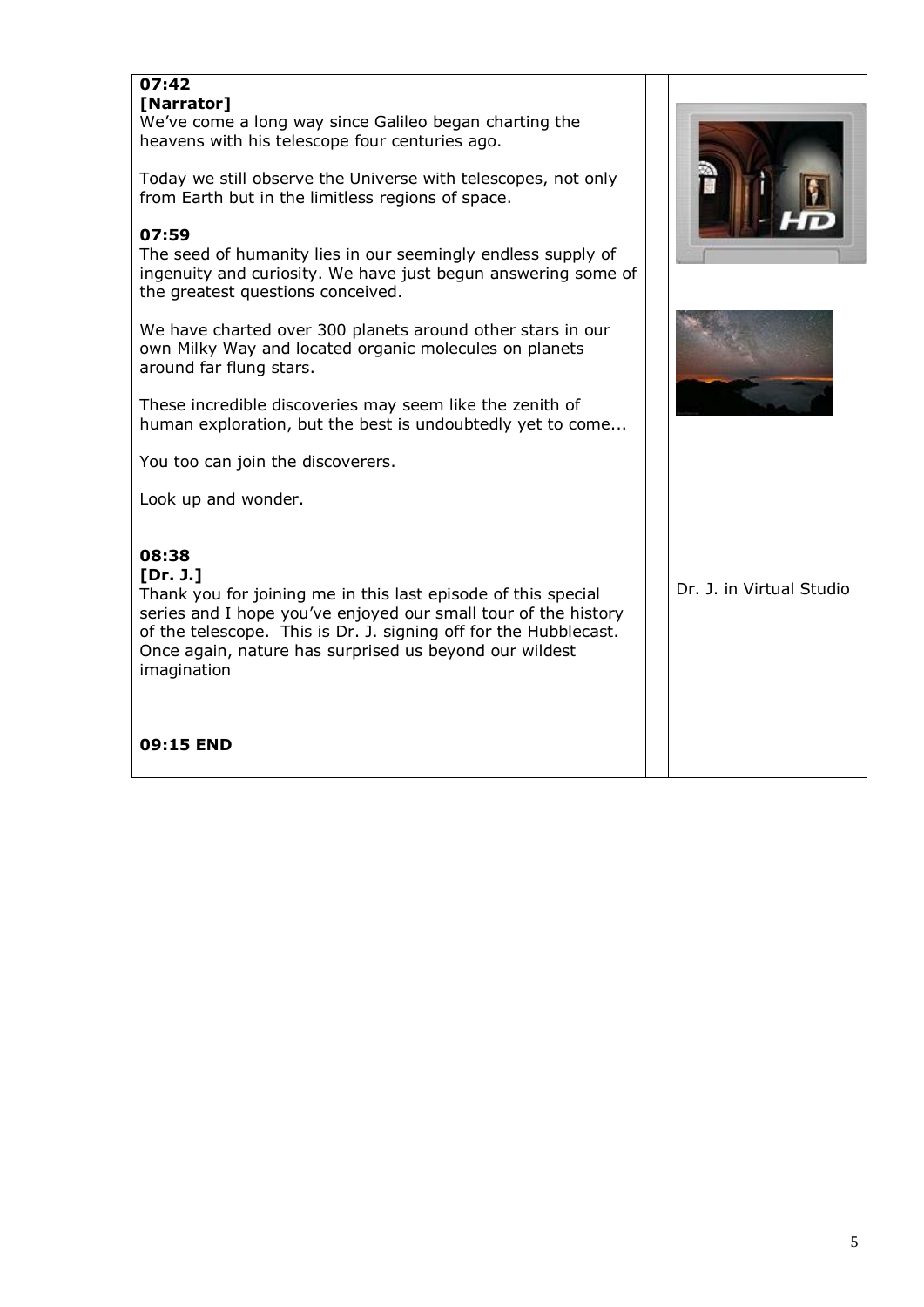| | | |
|---|---|---|
| **07:42**<br>**[Narrator]**<br>We've come a long way since Galileo began charting the heavens with his telescope four centuries ago.<br><br>Today we still observe the Universe with telescopes, not only from Earth but in the limitless regions of space.<br><br>**07:59**<br>The seed of humanity lies in our seemingly endless supply of ingenuity and curiosity. We have just begun answering some of the greatest questions conceived.<br><br>We have charted over 300 planets around other stars in our own Milky Way and located organic molecules on planets around far flung stars.<br><br>These incredible discoveries may seem like the zenith of human exploration, but the best is undoubtedly yet to come...<br><br>You too can join the discoverers.<br><br>Look up and wonder.<br><br>**08:38**<br>**[Dr. J.]**<br>Thank you for joining me in this last episode of this special series and I hope you've enjoyed our small tour of the history of the telescope. This is Dr. J. signing off for the Hubblecast. Once again, nature has surprised us beyond our wildest imagination<br><br>**09:15 END** | | Dr. J. in Virtual Studio |